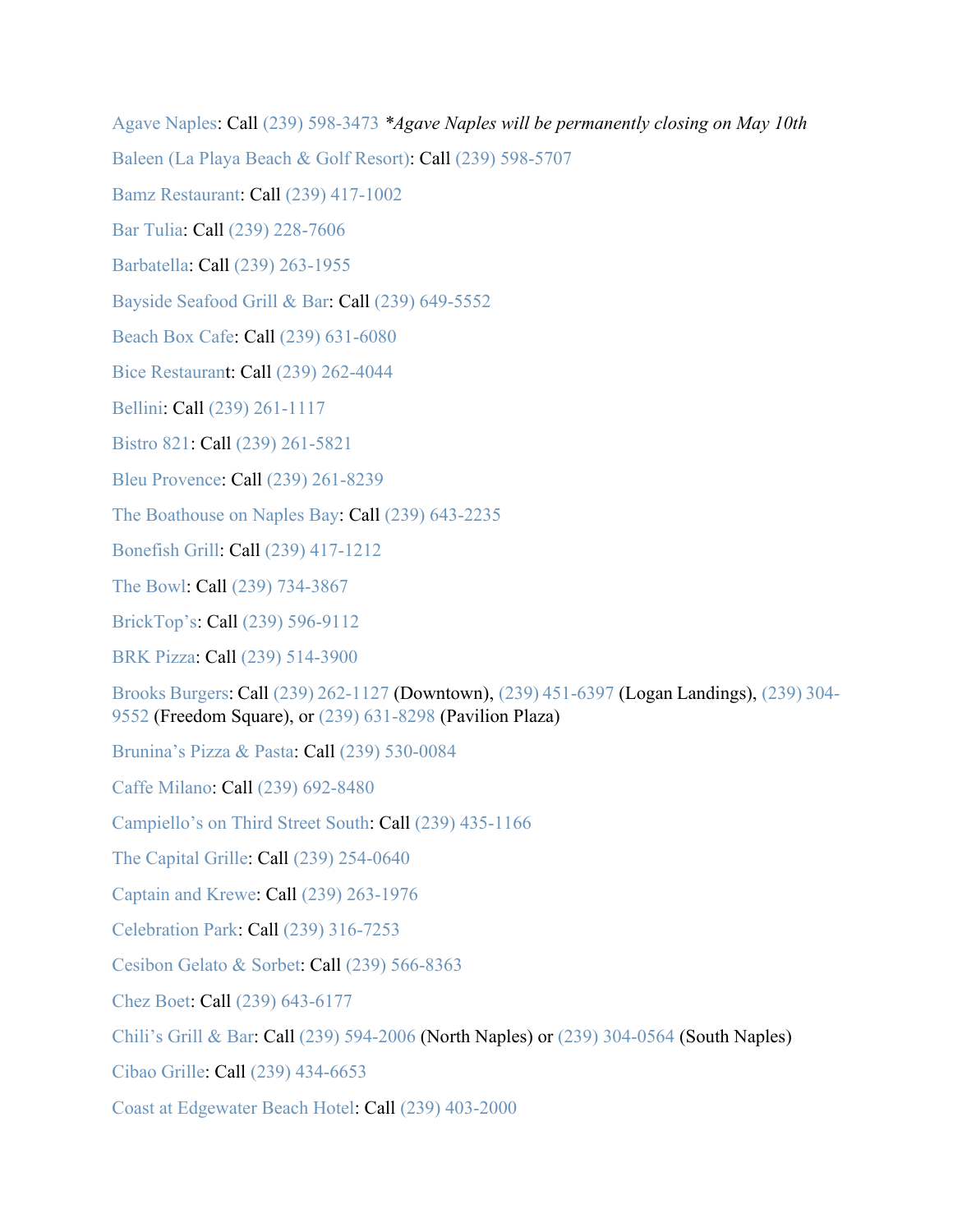Agave Naples: Call (239) 598-3473 *\*Agave Naples will be permanently closing on May 10th*

Baleen (La Playa Beach & Golf Resort): Call (239) 598-5707

Bamz Restaurant: Call (239) 417-1002

Bar Tulia: Call (239) 228-7606

Barbatella: Call (239) 263-1955

Bayside Seafood Grill & Bar: Call (239) 649-5552

Beach Box Cafe: Call (239) 631-6080

Bice Restaurant: Call (239) 262-4044

Bellini: Call (239) 261-1117

Bistro 821: Call (239) 261-5821

Bleu Provence: Call (239) 261-8239

The Boathouse on Naples Bay: Call (239) 643-2235

Bonefish Grill: Call (239) 417-1212

The Bowl: Call (239) 734-3867

BrickTop's: Call (239) 596-9112

BRK Pizza: Call (239) 514-3900

Brooks Burgers: Call (239) 262-1127 (Downtown), (239) 451-6397 (Logan Landings), (239) 304-9552 (Freedom Square), or (239) 631-8298 (Pavilion Plaza)

Brunina's Pizza & Pasta: Call (239) 530-0084

Caffe Milano: Call (239) 692-8480

Campiello's on Third Street South: Call (239) 435-1166

The Capital Grille: Call (239) 254-0640

Captain and Krewe: Call (239) 263-1976

Celebration Park: Call (239) 316-7253

Cesibon Gelato & Sorbet: Call (239) 566-8363

Chez Boet: Call (239) 643-6177

Chili's Grill & Bar: Call (239) 594-2006 (North Naples) or (239) 304-0564 (South Naples)

Cibao Grille: Call (239) 434-6653

Coast at Edgewater Beach Hotel: Call (239) 403-2000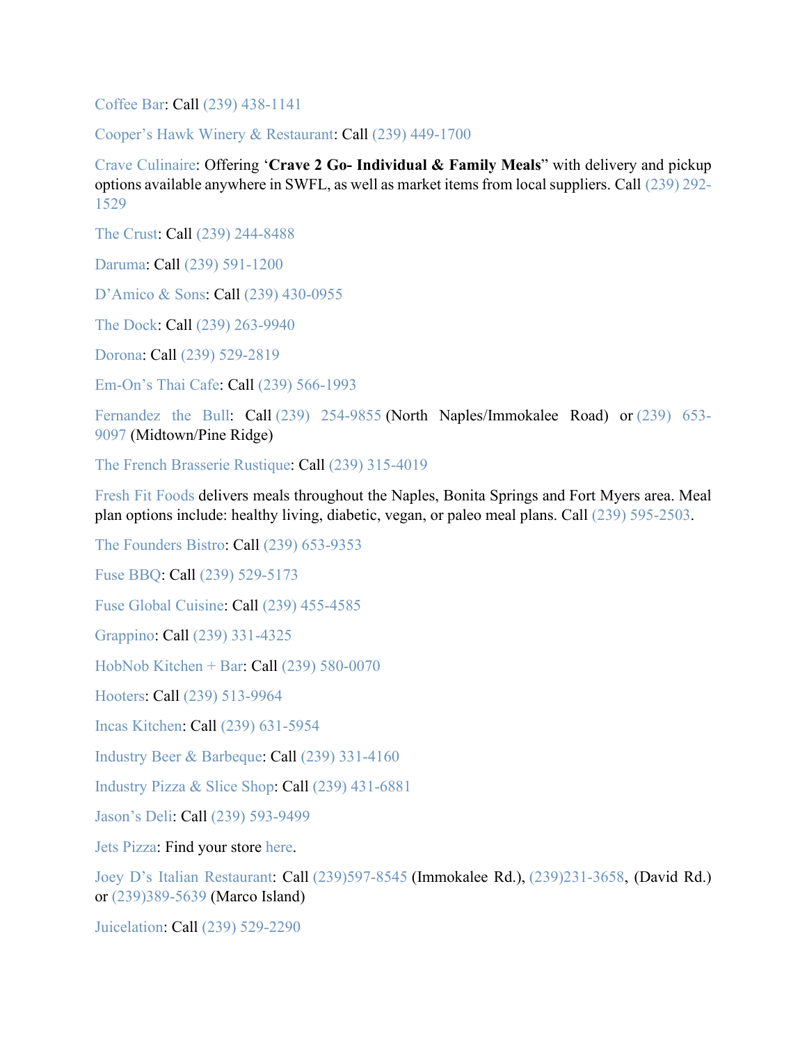Coffee Bar: Call (239) 438-1141

Cooper's Hawk Winery & Restaurant: Call (239) 449-1700

Crave Culinaire: Offering '**Crave 2 Go- Individual & Family Meals**" with delivery and pickup options available anywhere in SWFL, as well as market items from local suppliers. Call (239) 292-1529

The Crust: Call (239) 244-8488

Daruma: Call (239) 591-1200

D'Amico & Sons: Call (239) 430-0955

The Dock: Call (239) 263-9940

Dorona: Call (239) 529-2819

Em-On's Thai Cafe: Call (239) 566-1993

Fernandez the Bull: Call (239) 254-9855 (North Naples/Immokalee Road) or (239) 653-9097 (Midtown/Pine Ridge)

The French Brasserie Rustique: Call (239) 315-4019

Fresh Fit Foods delivers meals throughout the Naples, Bonita Springs and Fort Myers area. Meal plan options include: healthy living, diabetic, vegan, or paleo meal plans. Call (239) 595-2503.

The Founders Bistro: Call (239) 653-9353

Fuse BBQ: Call (239) 529-5173

Fuse Global Cuisine: Call (239) 455-4585

Grappino: Call (239) 331-4325

HobNob Kitchen + Bar: Call (239) 580-0070

Hooters: Call (239) 513-9964

Incas Kitchen: Call (239) 631-5954

Industry Beer & Barbeque: Call (239) 331-4160

Industry Pizza & Slice Shop: Call (239) 431-6881

Jason's Deli: Call (239) 593-9499

Jets Pizza: Find your store here.

Joey D's Italian Restaurant: Call (239)597-8545 (Immokalee Rd.), (239)231-3658, (David Rd.) or (239)389-5639 (Marco Island)

Juicelation: Call (239) 529-2290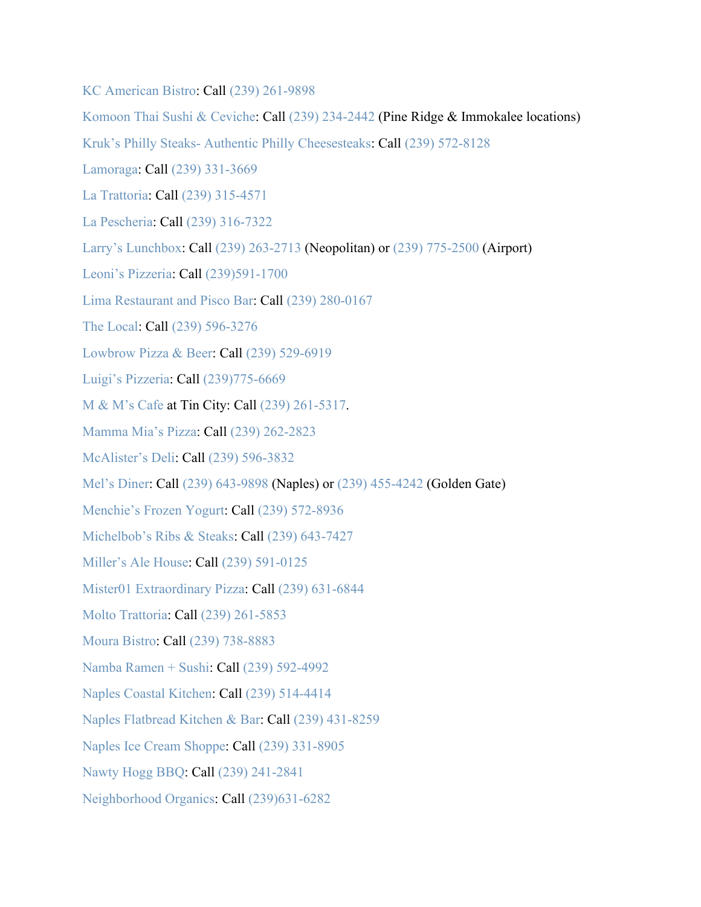KC American Bistro: Call (239) 261-9898

Komoon Thai Sushi & Ceviche: Call (239) 234-2442 (Pine Ridge & Immokalee locations)

Kruk's Philly Steaks- Authentic Philly Cheesesteaks: Call (239) 572-8128

Lamoraga: Call (239) 331-3669

La Trattoria: Call (239) 315-4571

La Pescheria: Call (239) 316-7322

Larry's Lunchbox: Call (239) 263-2713 (Neopolitan) or (239) 775-2500 (Airport)

Leoni's Pizzeria: Call (239)591-1700

Lima Restaurant and Pisco Bar: Call (239) 280-0167

The Local: Call (239) 596-3276

Lowbrow Pizza & Beer: Call (239) 529-6919

Luigi's Pizzeria: Call (239)775-6669

M & M's Cafe at Tin City: Call (239) 261-5317.

Mamma Mia's Pizza: Call (239) 262-2823

McAlister's Deli: Call (239) 596-3832

Mel's Diner: Call (239) 643-9898 (Naples) or (239) 455-4242 (Golden Gate)

Menchie's Frozen Yogurt: Call (239) 572-8936

Michelbob's Ribs & Steaks: Call (239) 643-7427

Miller's Ale House: Call (239) 591-0125

Mister01 Extraordinary Pizza: Call (239) 631-6844

Molto Trattoria: Call (239) 261-5853

Moura Bistro: Call (239) 738-8883

Namba Ramen + Sushi: Call (239) 592-4992

Naples Coastal Kitchen: Call (239) 514-4414

Naples Flatbread Kitchen & Bar: Call (239) 431-8259

Naples Ice Cream Shoppe: Call (239) 331-8905

Nawty Hogg BBQ: Call (239) 241-2841

Neighborhood Organics: Call (239)631-6282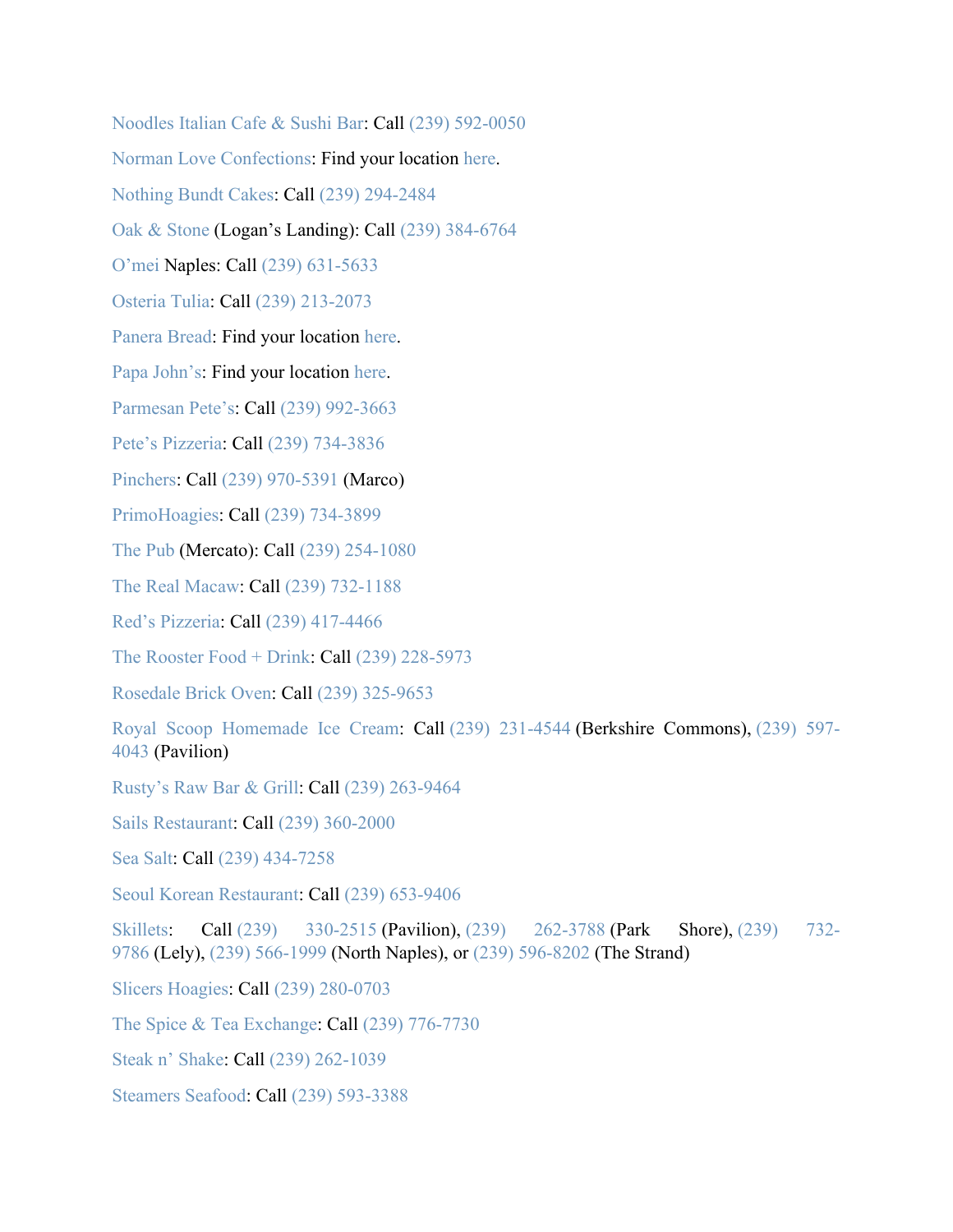Noodles Italian Cafe & Sushi Bar: Call (239) 592-0050

Norman Love Confections: Find your location here.

Nothing Bundt Cakes: Call (239) 294-2484

Oak & Stone (Logan's Landing): Call (239) 384-6764

O'mei Naples: Call (239) 631-5633

Osteria Tulia: Call (239) 213-2073

Panera Bread: Find your location here.

Papa John's: Find your location here.

Parmesan Pete's: Call (239) 992-3663

Pete's Pizzeria: Call (239) 734-3836

Pinchers: Call (239) 970-5391 (Marco)

PrimoHoagies: Call (239) 734-3899

The Pub (Mercato): Call (239) 254-1080

The Real Macaw: Call (239) 732-1188

Red's Pizzeria: Call (239) 417-4466

The Rooster Food + Drink: Call (239) 228-5973

Rosedale Brick Oven: Call (239) 325-9653

Royal Scoop Homemade Ice Cream: Call (239) 231-4544 (Berkshire Commons), (239) 597-4043 (Pavilion)

Rusty's Raw Bar & Grill: Call (239) 263-9464

Sails Restaurant: Call (239) 360-2000

Sea Salt: Call (239) 434-7258

Seoul Korean Restaurant: Call (239) 653-9406

Skillets: Call (239) 330-2515 (Pavilion), (239) 262-3788 (Park Shore), (239) 732-9786 (Lely), (239) 566-1999 (North Naples), or (239) 596-8202 (The Strand)

Slicers Hoagies: Call (239) 280-0703

The Spice & Tea Exchange: Call (239) 776-7730

Steak n' Shake: Call (239) 262-1039

Steamers Seafood: Call (239) 593-3388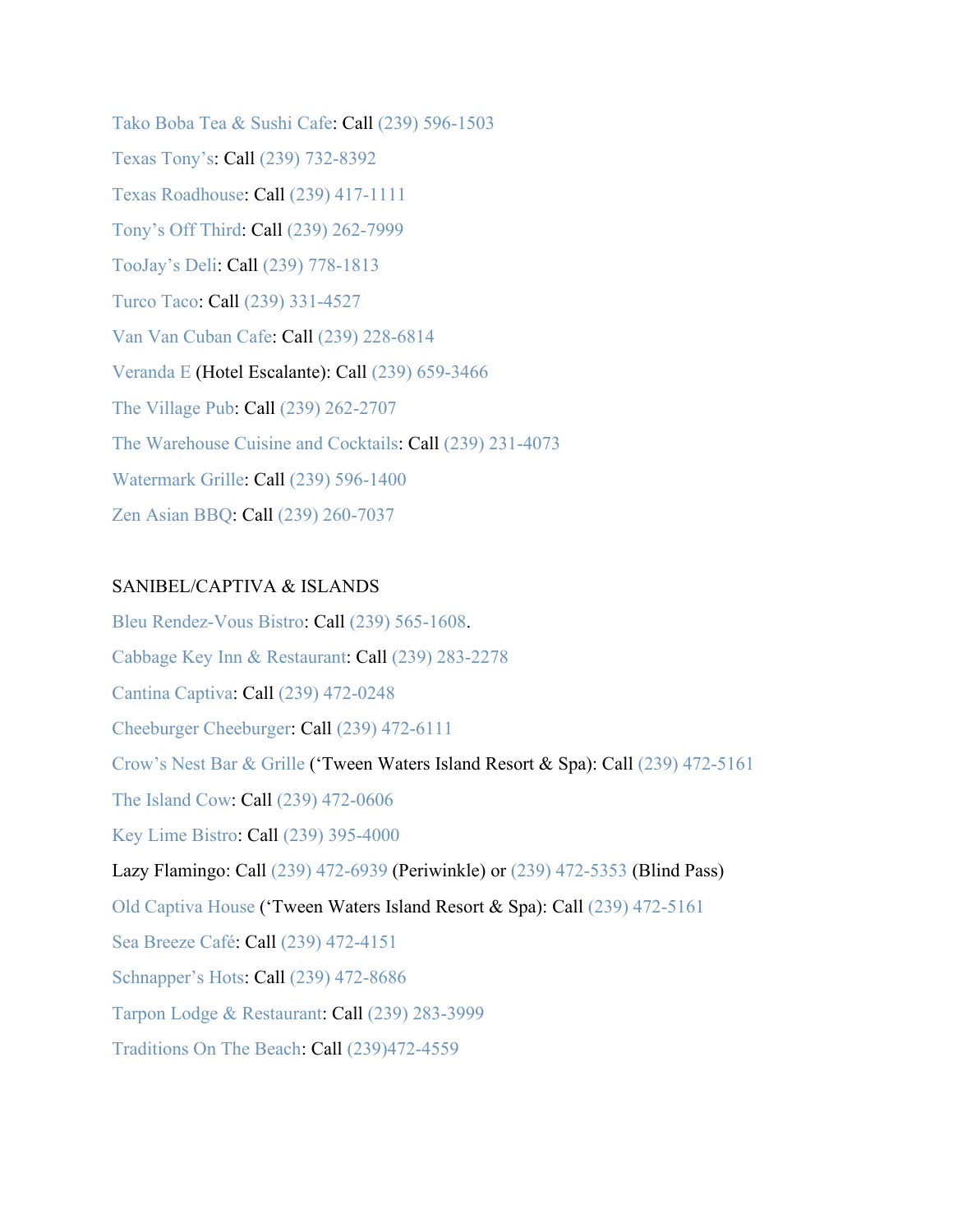Tako Boba Tea & Sushi Cafe: Call (239) 596-1503

Texas Tony's: Call (239) 732-8392

Texas Roadhouse: Call (239) 417-1111

Tony's Off Third: Call (239) 262-7999

TooJay's Deli: Call (239) 778-1813

Turco Taco: Call (239) 331-4527

Van Van Cuban Cafe: Call (239) 228-6814

Veranda E (Hotel Escalante): Call (239) 659-3466

The Village Pub: Call (239) 262-2707

The Warehouse Cuisine and Cocktails: Call (239) 231-4073

Watermark Grille: Call (239) 596-1400

Zen Asian BBQ: Call (239) 260-7037

SANIBEL/CAPTIVA & ISLANDS

Bleu Rendez-Vous Bistro: Call (239) 565-1608.

Cabbage Key Inn & Restaurant: Call (239) 283-2278

Cantina Captiva: Call (239) 472-0248

Cheeburger Cheeburger: Call (239) 472-6111

Crow's Nest Bar & Grille ('Tween Waters Island Resort & Spa): Call (239) 472-5161

The Island Cow: Call (239) 472-0606

Key Lime Bistro: Call (239) 395-4000

Lazy Flamingo: Call (239) 472-6939 (Periwinkle) or (239) 472-5353 (Blind Pass)

Old Captiva House ('Tween Waters Island Resort & Spa): Call (239) 472-5161

Sea Breeze Café: Call (239) 472-4151

Schnapper's Hots: Call (239) 472-8686

Tarpon Lodge & Restaurant: Call (239) 283-3999

Traditions On The Beach: Call (239)472-4559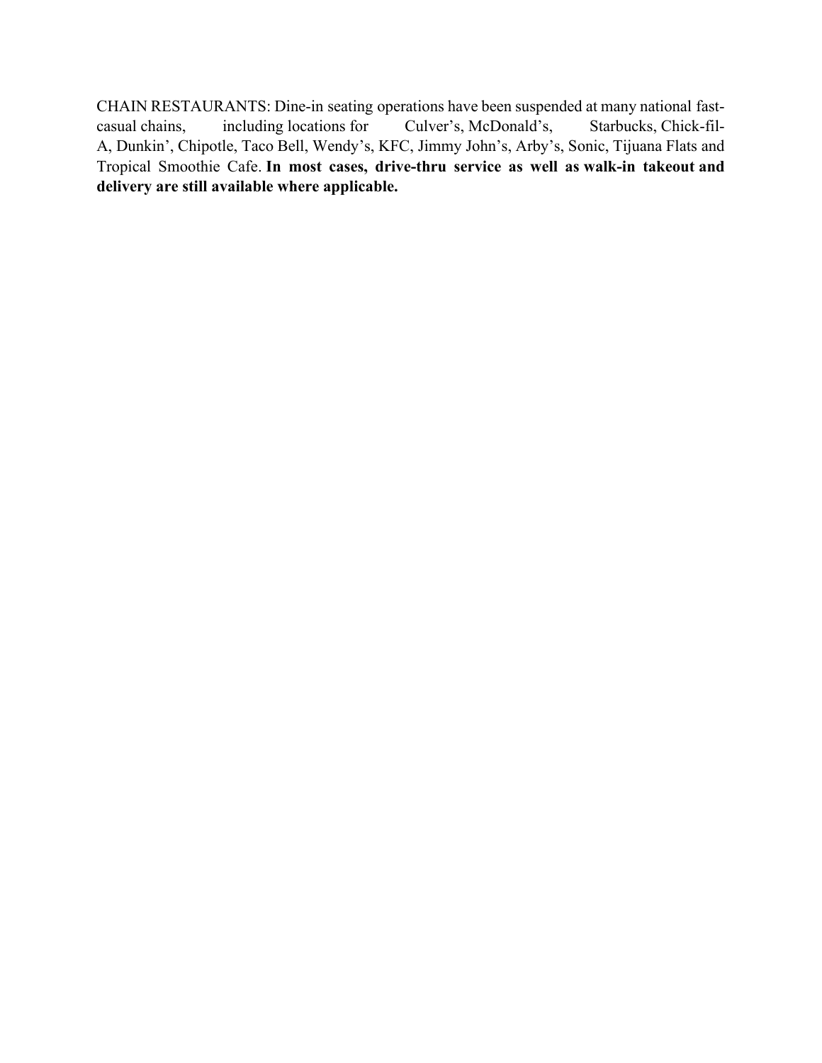CHAIN RESTAURANTS: Dine-in seating operations have been suspended at many national fast-casual chains, including locations for Culver's, McDonald's, Starbucks, Chick-fil-A, Dunkin', Chipotle, Taco Bell, Wendy's, KFC, Jimmy John's, Arby's, Sonic, Tijuana Flats and Tropical Smoothie Cafe. **In most cases, drive-thru service as well as walk-in takeout and delivery are still available where applicable.**